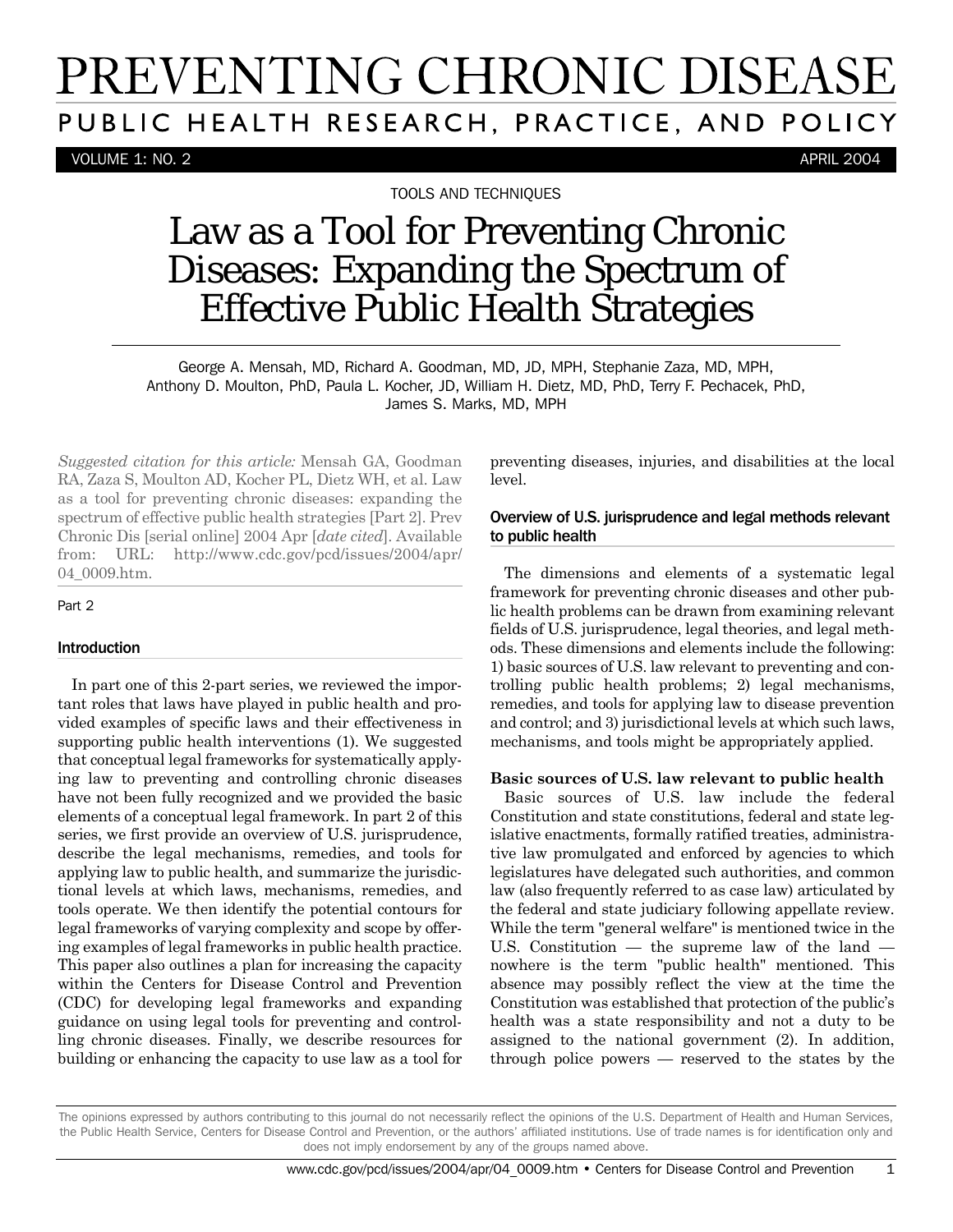# PREVENTING CHRONIC DISEASE

PUBLIC HEALTH RESEARCH, PRACTICE, AND POLICY

VOLUME 1: NO. 2 APRIL 2004

TOOLS AND TECHNIQUES

## Law as a Tool for Preventing Chronic Diseases: Expanding the Spectrum of Effective Public Health Strategies

George A. Mensah, MD, Richard A. Goodman, MD, JD, MPH, Stephanie Zaza, MD, MPH, Anthony D. Moulton, PhD, Paula L. Kocher, JD, William H. Dietz, MD, PhD, Terry F. Pechacek, PhD, James S. Marks, MD, MPH

*Suggested citation for this article:* Mensah GA, Goodman RA, Zaza S, Moulton AD, Kocher PL, Dietz WH, et al. Law as a tool for preventing chronic diseases: expanding the spectrum of effective public health strategies [Part 2]. Prev Chronic Dis [serial online] 2004 Apr [*date cited*]. Available from: URL: http://www.cdc.gov/pcd/issues/2004/apr/04_0009.htm.

Part 2

### Introduction

In part one of this 2-part series, we reviewed the important roles that laws have played in public health and provided examples of specific laws and their effectiveness in supporting public health interventions (1). We suggested that conceptual legal frameworks for systematically applying law to preventing and controlling chronic diseases have not been fully recognized and we provided the basic elements of a conceptual legal framework. In part 2 of this series, we first provide an overview of U.S. jurisprudence, describe the legal mechanisms, remedies, and tools for applying law to public health, and summarize the jurisdictional levels at which laws, mechanisms, remedies, and tools operate. We then identify the potential contours for legal frameworks of varying complexity and scope by offering examples of legal frameworks in public health practice. This paper also outlines a plan for increasing the capacity within the Centers for Disease Control and Prevention (CDC) for developing legal frameworks and expanding guidance on using legal tools for preventing and controlling chronic diseases. Finally, we describe resources for building or enhancing the capacity to use law as a tool for preventing diseases, injuries, and disabilities at the local level.

### Overview of U.S. jurisprudence and legal methods relevant to public health

The dimensions and elements of a systematic legal framework for preventing chronic diseases and other public health problems can be drawn from examining relevant fields of U.S. jurisprudence, legal theories, and legal methods. These dimensions and elements include the following: 1) basic sources of U.S. law relevant to preventing and controlling public health problems; 2) legal mechanisms, remedies, and tools for applying law to disease prevention and control; and 3) jurisdictional levels at which such laws, mechanisms, and tools might be appropriately applied.

#### Basic sources of U.S. law relevant to public health

Basic sources of U.S. law include the federal Constitution and state constitutions, federal and state legislative enactments, formally ratified treaties, administrative law promulgated and enforced by agencies to which legislatures have delegated such authorities, and common law (also frequently referred to as case law) articulated by the federal and state judiciary following appellate review. While the term "general welfare" is mentioned twice in the U.S. Constitution — the supreme law of the land — nowhere is the term "public health" mentioned. This absence may possibly reflect the view at the time the Constitution was established that protection of the public's health was a state responsibility and not a duty to be assigned to the national government (2). In addition, through police powers — reserved to the states by the

The opinions expressed by authors contributing to this journal do not necessarily reflect the opinions of the U.S. Department of Health and Human Services, the Public Health Service, Centers for Disease Control and Prevention, or the authors' affiliated institutions. Use of trade names is for identification only and does not imply endorsement by any of the groups named above.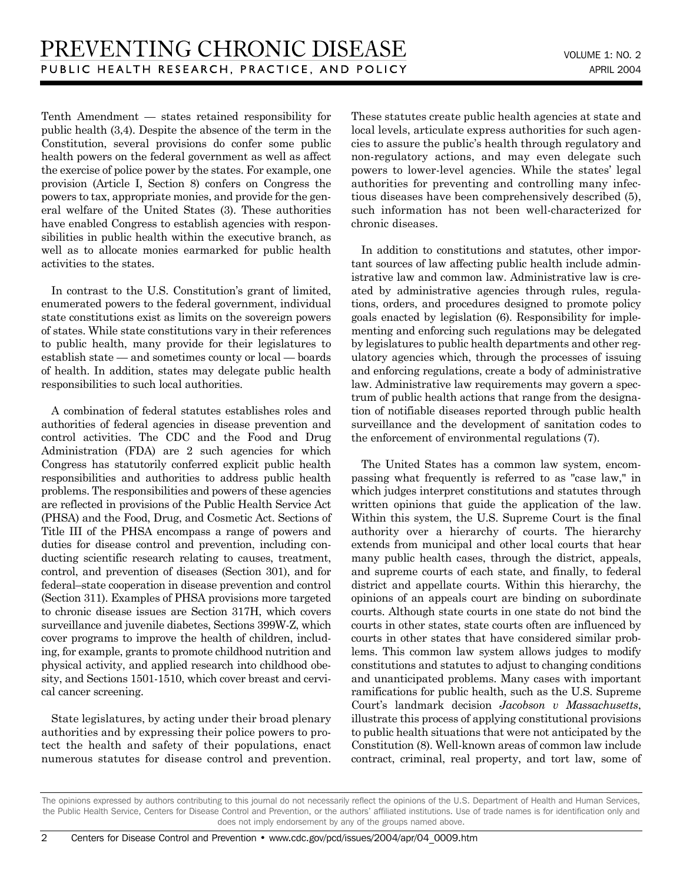Tenth Amendment — states retained responsibility for public health (3,4). Despite the absence of the term in the Constitution, several provisions do confer some public health powers on the federal government as well as affect the exercise of police power by the states. For example, one provision (Article I, Section 8) confers on Congress the powers to tax, appropriate monies, and provide for the general welfare of the United States (3). These authorities have enabled Congress to establish agencies with responsibilities in public health within the executive branch, as well as to allocate monies earmarked for public health activities to the states.

In contrast to the U.S. Constitution's grant of limited, enumerated powers to the federal government, individual state constitutions exist as limits on the sovereign powers of states. While state constitutions vary in their references to public health, many provide for their legislatures to establish state — and sometimes county or local — boards of health. In addition, states may delegate public health responsibilities to such local authorities.

A combination of federal statutes establishes roles and authorities of federal agencies in disease prevention and control activities. The CDC and the Food and Drug Administration (FDA) are 2 such agencies for which Congress has statutorily conferred explicit public health responsibilities and authorities to address public health problems. The responsibilities and powers of these agencies are reflected in provisions of the Public Health Service Act (PHSA) and the Food, Drug, and Cosmetic Act. Sections of Title III of the PHSA encompass a range of powers and duties for disease control and prevention, including conducting scientific research relating to causes, treatment, control, and prevention of diseases (Section 301), and for federal–state cooperation in disease prevention and control (Section 311). Examples of PHSA provisions more targeted to chronic disease issues are Section 317H, which covers surveillance and juvenile diabetes, Sections 399W-Z, which cover programs to improve the health of children, including, for example, grants to promote childhood nutrition and physical activity, and applied research into childhood obesity, and Sections 1501-1510, which cover breast and cervical cancer screening.

State legislatures, by acting under their broad plenary authorities and by expressing their police powers to protect the health and safety of their populations, enact numerous statutes for disease control and prevention. These statutes create public health agencies at state and local levels, articulate express authorities for such agencies to assure the public's health through regulatory and non-regulatory actions, and may even delegate such powers to lower-level agencies. While the states' legal authorities for preventing and controlling many infectious diseases have been comprehensively described (5), such information has not been well-characterized for chronic diseases.

In addition to constitutions and statutes, other important sources of law affecting public health include administrative law and common law. Administrative law is created by administrative agencies through rules, regulations, orders, and procedures designed to promote policy goals enacted by legislation (6). Responsibility for implementing and enforcing such regulations may be delegated by legislatures to public health departments and other regulatory agencies which, through the processes of issuing and enforcing regulations, create a body of administrative law. Administrative law requirements may govern a spectrum of public health actions that range from the designation of notifiable diseases reported through public health surveillance and the development of sanitation codes to the enforcement of environmental regulations (7).

The United States has a common law system, encompassing what frequently is referred to as "case law," in which judges interpret constitutions and statutes through written opinions that guide the application of the law. Within this system, the U.S. Supreme Court is the final authority over a hierarchy of courts. The hierarchy extends from municipal and other local courts that hear many public health cases, through the district, appeals, and supreme courts of each state, and finally, to federal district and appellate courts. Within this hierarchy, the opinions of an appeals court are binding on subordinate courts. Although state courts in one state do not bind the courts in other states, state courts often are influenced by courts in other states that have considered similar problems. This common law system allows judges to modify constitutions and statutes to adjust to changing conditions and unanticipated problems. Many cases with important ramifications for public health, such as the U.S. Supreme Court's landmark decision *Jacobson v Massachusetts*, illustrate this process of applying constitutional provisions to public health situations that were not anticipated by the Constitution (8). Well-known areas of common law include contract, criminal, real property, and tort law, some of

The opinions expressed by authors contributing to this journal do not necessarily reflect the opinions of the U.S. Department of Health and Human Services, the Public Health Service, Centers for Disease Control and Prevention, or the authors' affiliated institutions. Use of trade names is for identification only and does not imply endorsement by any of the groups named above.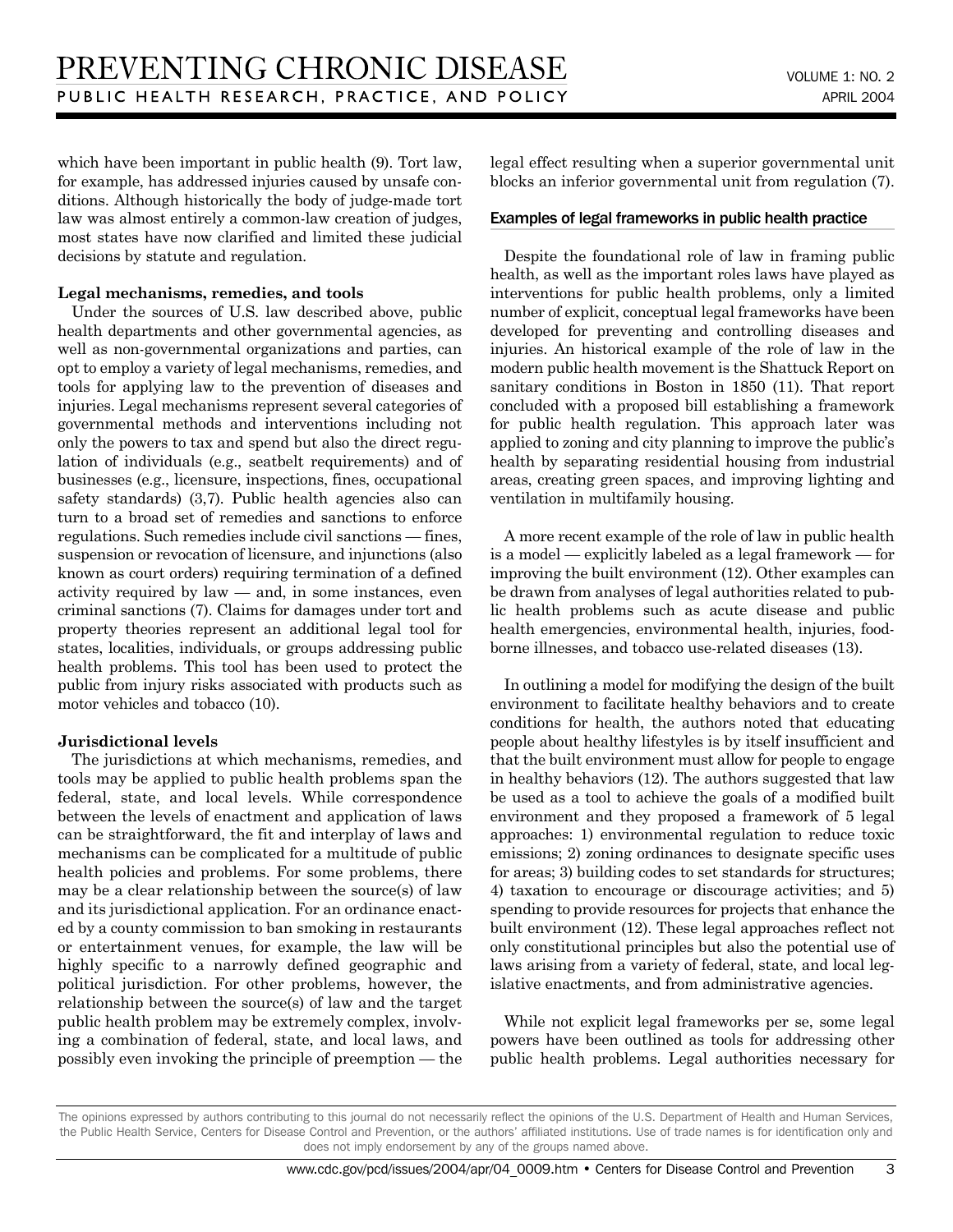which have been important in public health (9). Tort law, for example, has addressed injuries caused by unsafe conditions. Although historically the body of judge-made tort law was almost entirely a common-law creation of judges, most states have now clarified and limited these judicial decisions by statute and regulation.

**Legal mechanisms, remedies, and tools**

Under the sources of U.S. law described above, public health departments and other governmental agencies, as well as non-governmental organizations and parties, can opt to employ a variety of legal mechanisms, remedies, and tools for applying law to the prevention of diseases and injuries. Legal mechanisms represent several categories of governmental methods and interventions including not only the powers to tax and spend but also the direct regulation of individuals (e.g., seatbelt requirements) and of businesses (e.g., licensure, inspections, fines, occupational safety standards) (3,7). Public health agencies also can turn to a broad set of remedies and sanctions to enforce regulations. Such remedies include civil sanctions — fines, suspension or revocation of licensure, and injunctions (also known as court orders) requiring termination of a defined activity required by law — and, in some instances, even criminal sanctions (7). Claims for damages under tort and property theories represent an additional legal tool for states, localities, individuals, or groups addressing public health problems. This tool has been used to protect the public from injury risks associated with products such as motor vehicles and tobacco (10).

**Jurisdictional levels**

The jurisdictions at which mechanisms, remedies, and tools may be applied to public health problems span the federal, state, and local levels. While correspondence between the levels of enactment and application of laws can be straightforward, the fit and interplay of laws and mechanisms can be complicated for a multitude of public health policies and problems. For some problems, there may be a clear relationship between the source(s) of law and its jurisdictional application. For an ordinance enacted by a county commission to ban smoking in restaurants or entertainment venues, for example, the law will be highly specific to a narrowly defined geographic and political jurisdiction. For other problems, however, the relationship between the source(s) of law and the target public health problem may be extremely complex, involving a combination of federal, state, and local laws, and possibly even invoking the principle of preemption — the legal effect resulting when a superior governmental unit blocks an inferior governmental unit from regulation (7).

### Examples of legal frameworks in public health practice

Despite the foundational role of law in framing public health, as well as the important roles laws have played as interventions for public health problems, only a limited number of explicit, conceptual legal frameworks have been developed for preventing and controlling diseases and injuries. An historical example of the role of law in the modern public health movement is the Shattuck Report on sanitary conditions in Boston in 1850 (11). That report concluded with a proposed bill establishing a framework for public health regulation. This approach later was applied to zoning and city planning to improve the public's health by separating residential housing from industrial areas, creating green spaces, and improving lighting and ventilation in multifamily housing.

A more recent example of the role of law in public health is a model — explicitly labeled as a legal framework — for improving the built environment (12). Other examples can be drawn from analyses of legal authorities related to public health problems such as acute disease and public health emergencies, environmental health, injuries, foodborne illnesses, and tobacco use-related diseases (13).

In outlining a model for modifying the design of the built environment to facilitate healthy behaviors and to create conditions for health, the authors noted that educating people about healthy lifestyles is by itself insufficient and that the built environment must allow for people to engage in healthy behaviors (12). The authors suggested that law be used as a tool to achieve the goals of a modified built environment and they proposed a framework of 5 legal approaches: 1) environmental regulation to reduce toxic emissions; 2) zoning ordinances to designate specific uses for areas; 3) building codes to set standards for structures; 4) taxation to encourage or discourage activities; and 5) spending to provide resources for projects that enhance the built environment (12). These legal approaches reflect not only constitutional principles but also the potential use of laws arising from a variety of federal, state, and local legislative enactments, and from administrative agencies.

While not explicit legal frameworks per se, some legal powers have been outlined as tools for addressing other public health problems. Legal authorities necessary for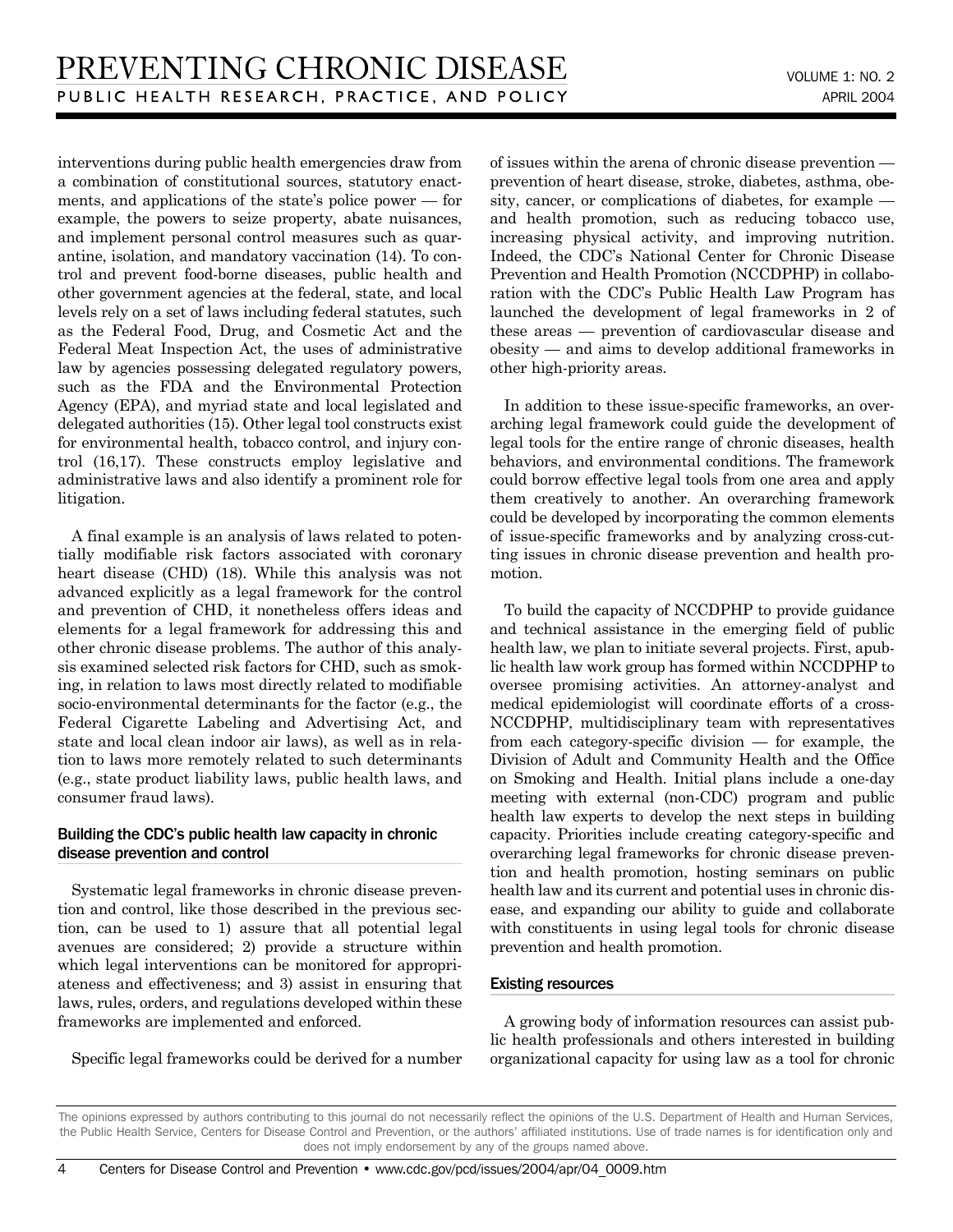interventions during public health emergencies draw from a combination of constitutional sources, statutory enactments, and applications of the state's police power — for example, the powers to seize property, abate nuisances, and implement personal control measures such as quarantine, isolation, and mandatory vaccination (14). To control and prevent food-borne diseases, public health and other government agencies at the federal, state, and local levels rely on a set of laws including federal statutes, such as the Federal Food, Drug, and Cosmetic Act and the Federal Meat Inspection Act, the uses of administrative law by agencies possessing delegated regulatory powers, such as the FDA and the Environmental Protection Agency (EPA), and myriad state and local legislated and delegated authorities (15). Other legal tool constructs exist for environmental health, tobacco control, and injury control (16,17). These constructs employ legislative and administrative laws and also identify a prominent role for litigation.

A final example is an analysis of laws related to potentially modifiable risk factors associated with coronary heart disease (CHD) (18). While this analysis was not advanced explicitly as a legal framework for the control and prevention of CHD, it nonetheless offers ideas and elements for a legal framework for addressing this and other chronic disease problems. The author of this analysis examined selected risk factors for CHD, such as smoking, in relation to laws most directly related to modifiable socio-environmental determinants for the factor (e.g., the Federal Cigarette Labeling and Advertising Act, and state and local clean indoor air laws), as well as in relation to laws more remotely related to such determinants (e.g., state product liability laws, public health laws, and consumer fraud laws).

### Building the CDC's public health law capacity in chronic disease prevention and control

Systematic legal frameworks in chronic disease prevention and control, like those described in the previous section, can be used to 1) assure that all potential legal avenues are considered; 2) provide a structure within which legal interventions can be monitored for appropriateness and effectiveness; and 3) assist in ensuring that laws, rules, orders, and regulations developed within these frameworks are implemented and enforced.

Specific legal frameworks could be derived for a number of issues within the arena of chronic disease prevention — prevention of heart disease, stroke, diabetes, asthma, obesity, cancer, or complications of diabetes, for example — and health promotion, such as reducing tobacco use, increasing physical activity, and improving nutrition. Indeed, the CDC's National Center for Chronic Disease Prevention and Health Promotion (NCCDPHP) in collaboration with the CDC's Public Health Law Program has launched the development of legal frameworks in 2 of these areas — prevention of cardiovascular disease and obesity — and aims to develop additional frameworks in other high-priority areas.

In addition to these issue-specific frameworks, an overarching legal framework could guide the development of legal tools for the entire range of chronic diseases, health behaviors, and environmental conditions. The framework could borrow effective legal tools from one area and apply them creatively to another. An overarching framework could be developed by incorporating the common elements of issue-specific frameworks and by analyzing cross-cutting issues in chronic disease prevention and health promotion.

To build the capacity of NCCDPHP to provide guidance and technical assistance in the emerging field of public health law, we plan to initiate several projects. First, apublic health law work group has formed within NCCDPHP to oversee promising activities. An attorney-analyst and medical epidemiologist will coordinate efforts of a cross-NCCDPHP, multidisciplinary team with representatives from each category-specific division — for example, the Division of Adult and Community Health and the Office on Smoking and Health. Initial plans include a one-day meeting with external (non-CDC) program and public health law experts to develop the next steps in building capacity. Priorities include creating category-specific and overarching legal frameworks for chronic disease prevention and health promotion, hosting seminars on public health law and its current and potential uses in chronic disease, and expanding our ability to guide and collaborate with constituents in using legal tools for chronic disease prevention and health promotion.

### Existing resources

A growing body of information resources can assist public health professionals and others interested in building organizational capacity for using law as a tool for chronic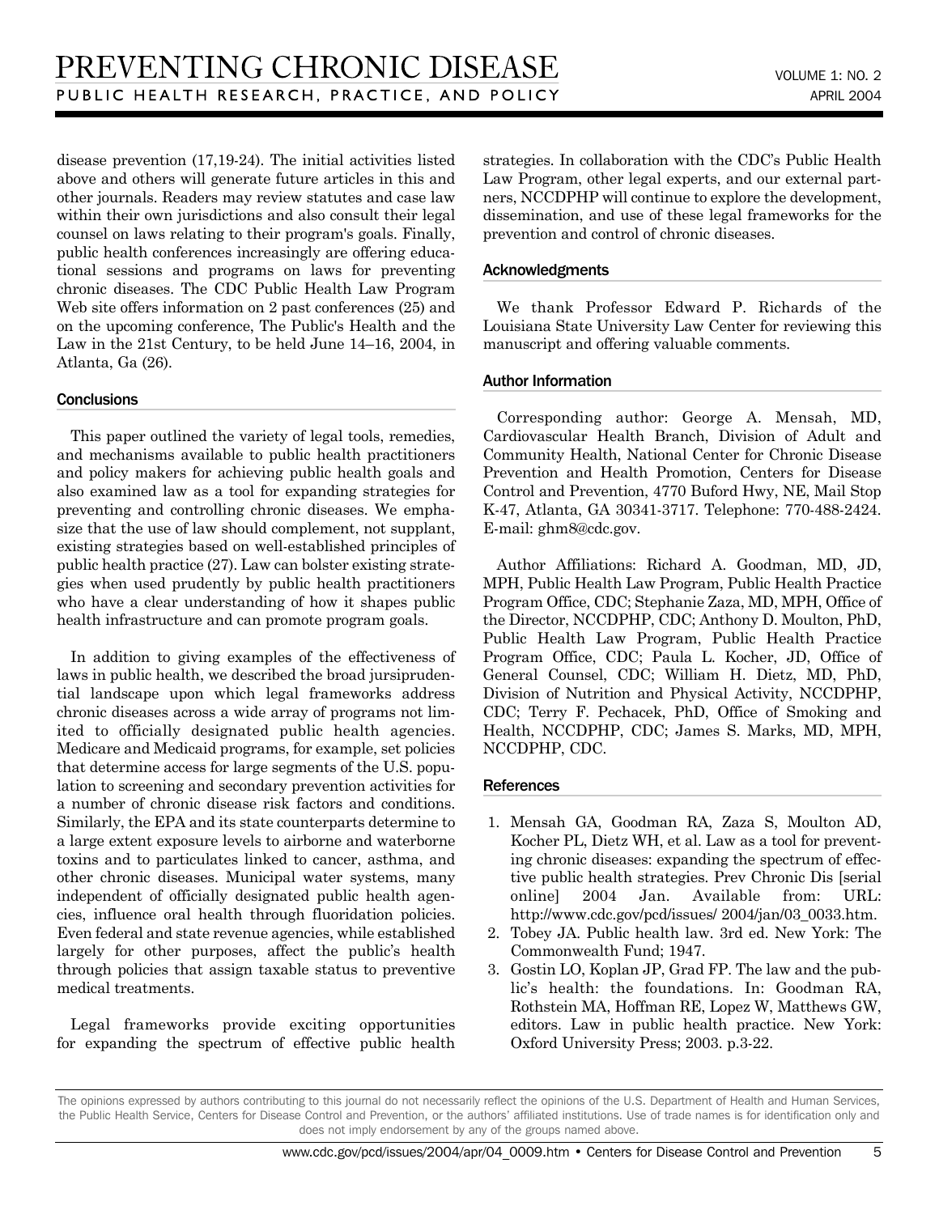disease prevention (17,19-24). The initial activities listed above and others will generate future articles in this and other journals. Readers may review statutes and case law within their own jurisdictions and also consult their legal counsel on laws relating to their program's goals. Finally, public health conferences increasingly are offering educational sessions and programs on laws for preventing chronic diseases. The CDC Public Health Law Program Web site offers information on 2 past conferences (25) and on the upcoming conference, The Public's Health and the Law in the 21st Century, to be held June 14–16, 2004, in Atlanta, Ga (26).

### Conclusions

This paper outlined the variety of legal tools, remedies, and mechanisms available to public health practitioners and policy makers for achieving public health goals and also examined law as a tool for expanding strategies for preventing and controlling chronic diseases. We emphasize that the use of law should complement, not supplant, existing strategies based on well-established principles of public health practice (27). Law can bolster existing strategies when used prudently by public health practitioners who have a clear understanding of how it shapes public health infrastructure and can promote program goals.

In addition to giving examples of the effectiveness of laws in public health, we described the broad jursiprudential landscape upon which legal frameworks address chronic diseases across a wide array of programs not limited to officially designated public health agencies. Medicare and Medicaid programs, for example, set policies that determine access for large segments of the U.S. population to screening and secondary prevention activities for a number of chronic disease risk factors and conditions. Similarly, the EPA and its state counterparts determine to a large extent exposure levels to airborne and waterborne toxins and to particulates linked to cancer, asthma, and other chronic diseases. Municipal water systems, many independent of officially designated public health agencies, influence oral health through fluoridation policies. Even federal and state revenue agencies, while established largely for other purposes, affect the public's health through policies that assign taxable status to preventive medical treatments.

Legal frameworks provide exciting opportunities for expanding the spectrum of effective public health strategies. In collaboration with the CDC's Public Health Law Program, other legal experts, and our external partners, NCCDPHP will continue to explore the development, dissemination, and use of these legal frameworks for the prevention and control of chronic diseases.

### Acknowledgments

We thank Professor Edward P. Richards of the Louisiana State University Law Center for reviewing this manuscript and offering valuable comments.

### Author Information

Corresponding author: George A. Mensah, MD, Cardiovascular Health Branch, Division of Adult and Community Health, National Center for Chronic Disease Prevention and Health Promotion, Centers for Disease Control and Prevention, 4770 Buford Hwy, NE, Mail Stop K-47, Atlanta, GA 30341-3717. Telephone: 770-488-2424. E-mail: ghm8@cdc.gov.

Author Affiliations: Richard A. Goodman, MD, JD, MPH, Public Health Law Program, Public Health Practice Program Office, CDC; Stephanie Zaza, MD, MPH, Office of the Director, NCCDPHP, CDC; Anthony D. Moulton, PhD, Public Health Law Program, Public Health Practice Program Office, CDC; Paula L. Kocher, JD, Office of General Counsel, CDC; William H. Dietz, MD, PhD, Division of Nutrition and Physical Activity, NCCDPHP, CDC; Terry F. Pechacek, PhD, Office of Smoking and Health, NCCDPHP, CDC; James S. Marks, MD, MPH, NCCDPHP, CDC.

### References

1. Mensah GA, Goodman RA, Zaza S, Moulton AD, Kocher PL, Dietz WH, et al. Law as a tool for preventing chronic diseases: expanding the spectrum of effective public health strategies. Prev Chronic Dis [serial online] 2004 Jan. Available from: URL: http://www.cdc.gov/pcd/issues/ 2004/jan/03_0033.htm.
2. Tobey JA. Public health law. 3rd ed. New York: The Commonwealth Fund; 1947.
3. Gostin LO, Koplan JP, Grad FP. The law and the public's health: the foundations. In: Goodman RA, Rothstein MA, Hoffman RE, Lopez W, Matthews GW, editors. Law in public health practice. New York: Oxford University Press; 2003. p.3-22.

The opinions expressed by authors contributing to this journal do not necessarily reflect the opinions of the U.S. Department of Health and Human Services, the Public Health Service, Centers for Disease Control and Prevention, or the authors' affiliated institutions. Use of trade names is for identification only and does not imply endorsement by any of the groups named above.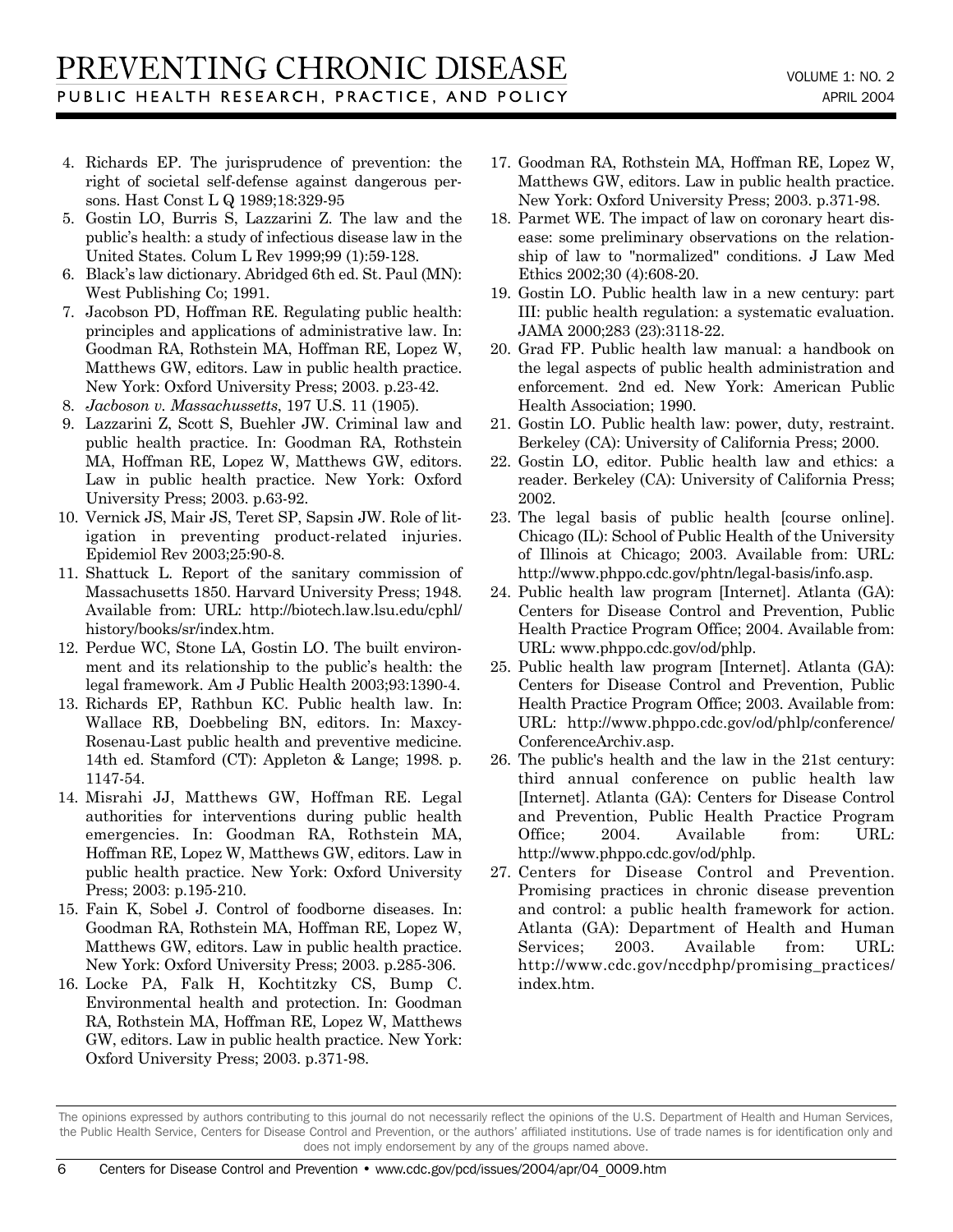4. Richards EP. The jurisprudence of prevention: the right of societal self-defense against dangerous persons. Hast Const L Q 1989;18:329-95
5. Gostin LO, Burris S, Lazzarini Z. The law and the public's health: a study of infectious disease law in the United States. Colum L Rev 1999;99 (1):59-128.
6. Black's law dictionary. Abridged 6th ed. St. Paul (MN): West Publishing Co; 1991.
7. Jacobson PD, Hoffman RE. Regulating public health: principles and applications of administrative law. In: Goodman RA, Rothstein MA, Hoffman RE, Lopez W, Matthews GW, editors. Law in public health practice. New York: Oxford University Press; 2003. p.23-42.
8. *Jacboson v. Massachussetts*, 197 U.S. 11 (1905).
9. Lazzarini Z, Scott S, Buehler JW. Criminal law and public health practice. In: Goodman RA, Rothstein MA, Hoffman RE, Lopez W, Matthews GW, editors. Law in public health practice. New York: Oxford University Press; 2003. p.63-92.
10. Vernick JS, Mair JS, Teret SP, Sapsin JW. Role of litigation in preventing product-related injuries. Epidemiol Rev 2003;25:90-8.
11. Shattuck L. Report of the sanitary commission of Massachusetts 1850. Harvard University Press; 1948. Available from: URL: http://biotech.law.lsu.edu/cphl/history/books/sr/index.htm.
12. Perdue WC, Stone LA, Gostin LO. The built environment and its relationship to the public's health: the legal framework. Am J Public Health 2003;93:1390-4.
13. Richards EP, Rathbun KC. Public health law. In: Wallace RB, Doebbeling BN, editors. In: Maxcy-Rosenau-Last public health and preventive medicine. 14th ed. Stamford (CT): Appleton & Lange; 1998. p. 1147-54.
14. Misrahi JJ, Matthews GW, Hoffman RE. Legal authorities for interventions during public health emergencies. In: Goodman RA, Rothstein MA, Hoffman RE, Lopez W, Matthews GW, editors. Law in public health practice. New York: Oxford University Press; 2003: p.195-210.
15. Fain K, Sobel J. Control of foodborne diseases. In: Goodman RA, Rothstein MA, Hoffman RE, Lopez W, Matthews GW, editors. Law in public health practice. New York: Oxford University Press; 2003. p.285-306.
16. Locke PA, Falk H, Kochtitzky CS, Bump C. Environmental health and protection. In: Goodman RA, Rothstein MA, Hoffman RE, Lopez W, Matthews GW, editors. Law in public health practice. New York: Oxford University Press; 2003. p.371-98.
17. Goodman RA, Rothstein MA, Hoffman RE, Lopez W, Matthews GW, editors. Law in public health practice. New York: Oxford University Press; 2003. p.371-98.
18. Parmet WE. The impact of law on coronary heart disease: some preliminary observations on the relationship of law to "normalized" conditions. J Law Med Ethics 2002;30 (4):608-20.
19. Gostin LO. Public health law in a new century: part III: public health regulation: a systematic evaluation. JAMA 2000;283 (23):3118-22.
20. Grad FP. Public health law manual: a handbook on the legal aspects of public health administration and enforcement. 2nd ed. New York: American Public Health Association; 1990.
21. Gostin LO. Public health law: power, duty, restraint. Berkeley (CA): University of California Press; 2000.
22. Gostin LO, editor. Public health law and ethics: a reader. Berkeley (CA): University of California Press; 2002.
23. The legal basis of public health [course online]. Chicago (IL): School of Public Health of the University of Illinois at Chicago; 2003. Available from: URL: http://www.phppo.cdc.gov/phtn/legal-basis/info.asp.
24. Public health law program [Internet]. Atlanta (GA): Centers for Disease Control and Prevention, Public Health Practice Program Office; 2004. Available from: URL: www.phppo.cdc.gov/od/phlp.
25. Public health law program [Internet]. Atlanta (GA): Centers for Disease Control and Prevention, Public Health Practice Program Office; 2003. Available from: URL: http://www.phppo.cdc.gov/od/phlp/conference/ConferenceArchiv.asp.
26. The public's health and the law in the 21st century: third annual conference on public health law [Internet]. Atlanta (GA): Centers for Disease Control and Prevention, Public Health Practice Program Office; 2004. Available from: URL: http://www.phppo.cdc.gov/od/phlp.
27. Centers for Disease Control and Prevention. Promising practices in chronic disease prevention and control: a public health framework for action. Atlanta (GA): Department of Health and Human Services; 2003. Available from: URL: http://www.cdc.gov/nccdphp/promising_practices/index.htm.

The opinions expressed by authors contributing to this journal do not necessarily reflect the opinions of the U.S. Department of Health and Human Services, the Public Health Service, Centers for Disease Control and Prevention, or the authors' affiliated institutions. Use of trade names is for identification only and does not imply endorsement by any of the groups named above.